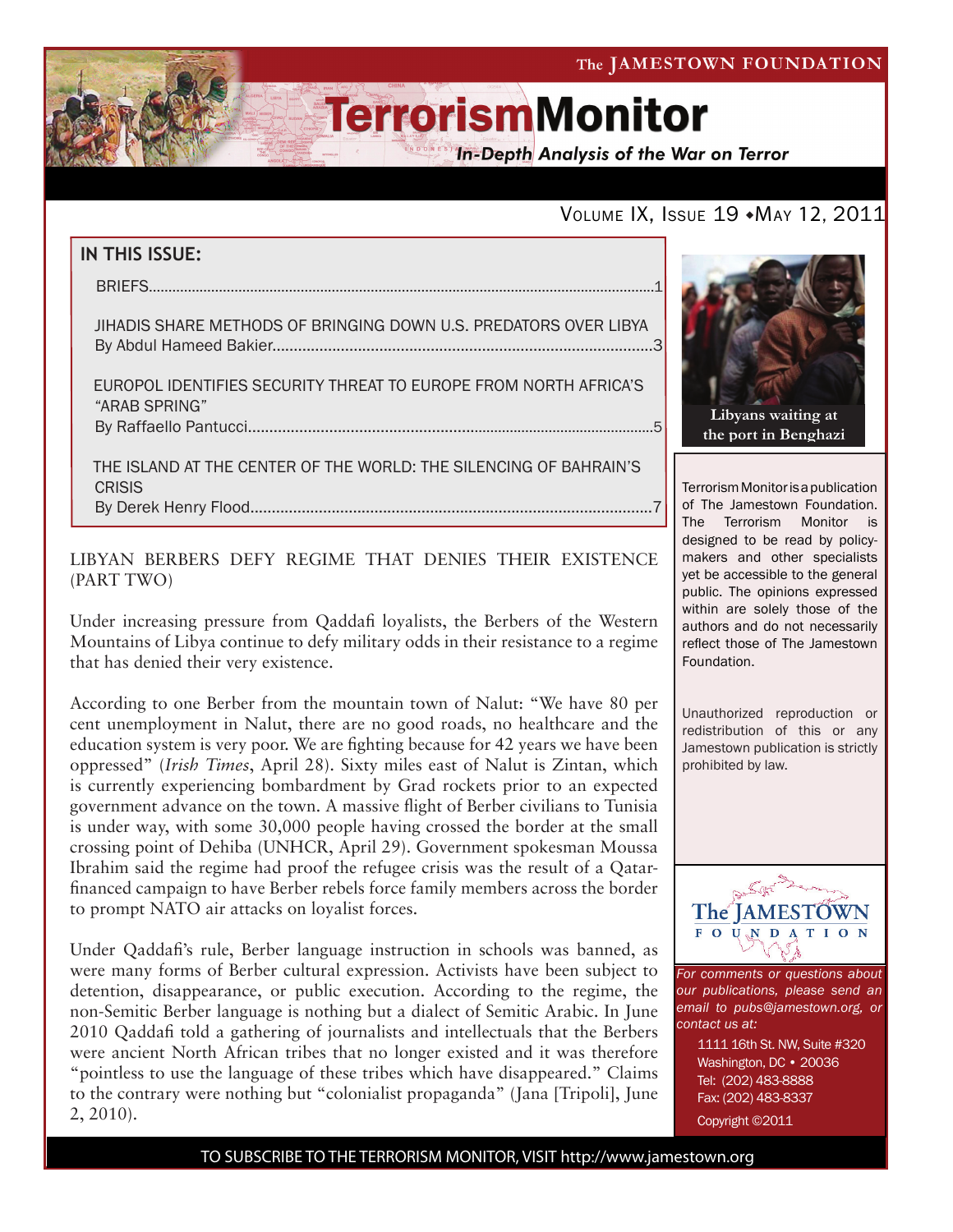The JAMESTOWN FOUNDATION

# TerrorismMonitor

*In-Depth Analysis of the War on Terror*

Volume IX, Issue 19 • May 12, 2011

## IN THIS ISSUE:

BRIEFS.....1

JIHADIS SHARE METHODS OF BRINGING DOWN U.S. PREDATORS OVER LIBYA
By Abdul Hameed Bakier.....3

EUROPOL IDENTIFIES SECURITY THREAT TO EUROPE FROM NORTH AFRICA'S "ARAB SPRING"
By Raffaello Pantucci.....5

THE ISLAND AT THE CENTER OF THE WORLD: THE SILENCING OF BAHRAIN'S CRISIS
By Derek Henry Flood.....7

**Libyans waiting at the port in Benghazi**

Terrorism Monitor is a publication of The Jamestown Foundation. The Terrorism Monitor is designed to be read by policy-makers and other specialists yet be accessible to the general public. The opinions expressed within are solely those of the authors and do not necessarily reflect those of The Jamestown Foundation.

Unauthorized reproduction or redistribution of this or any Jamestown publication is strictly prohibited by law.

*For comments or questions about our publications, please send an email to pubs@jamestown.org, or contact us at:*

1111 16th St. NW, Suite #320
Washington, DC • 20036
Tel: (202) 483-8888
Fax: (202) 483-8337
Copyright ©2011

## LIBYAN BERBERS DEFY REGIME THAT DENIES THEIR EXISTENCE (PART TWO)

Under increasing pressure from Qaddafi loyalists, the Berbers of the Western Mountains of Libya continue to defy military odds in their resistance to a regime that has denied their very existence.

According to one Berber from the mountain town of Nalut: "We have 80 per cent unemployment in Nalut, there are no good roads, no healthcare and the education system is very poor. We are fighting because for 42 years we have been oppressed" (*Irish Times*, April 28). Sixty miles east of Nalut is Zintan, which is currently experiencing bombardment by Grad rockets prior to an expected government advance on the town. A massive flight of Berber civilians to Tunisia is under way, with some 30,000 people having crossed the border at the small crossing point of Dehiba (UNHCR, April 29). Government spokesman Moussa Ibrahim said the regime had proof the refugee crisis was the result of a Qatar-financed campaign to have Berber rebels force family members across the border to prompt NATO air attacks on loyalist forces.

Under Qaddafi's rule, Berber language instruction in schools was banned, as were many forms of Berber cultural expression. Activists have been subject to detention, disappearance, or public execution. According to the regime, the non-Semitic Berber language is nothing but a dialect of Semitic Arabic. In June 2010 Qaddafi told a gathering of journalists and intellectuals that the Berbers were ancient North African tribes that no longer existed and it was therefore "pointless to use the language of these tribes which have disappeared." Claims to the contrary were nothing but "colonialist propaganda" (Jana [Tripoli], June 2, 2010).

TO SUBSCRIBE TO THE TERRORISM MONITOR, VISIT http://www.jamestown.org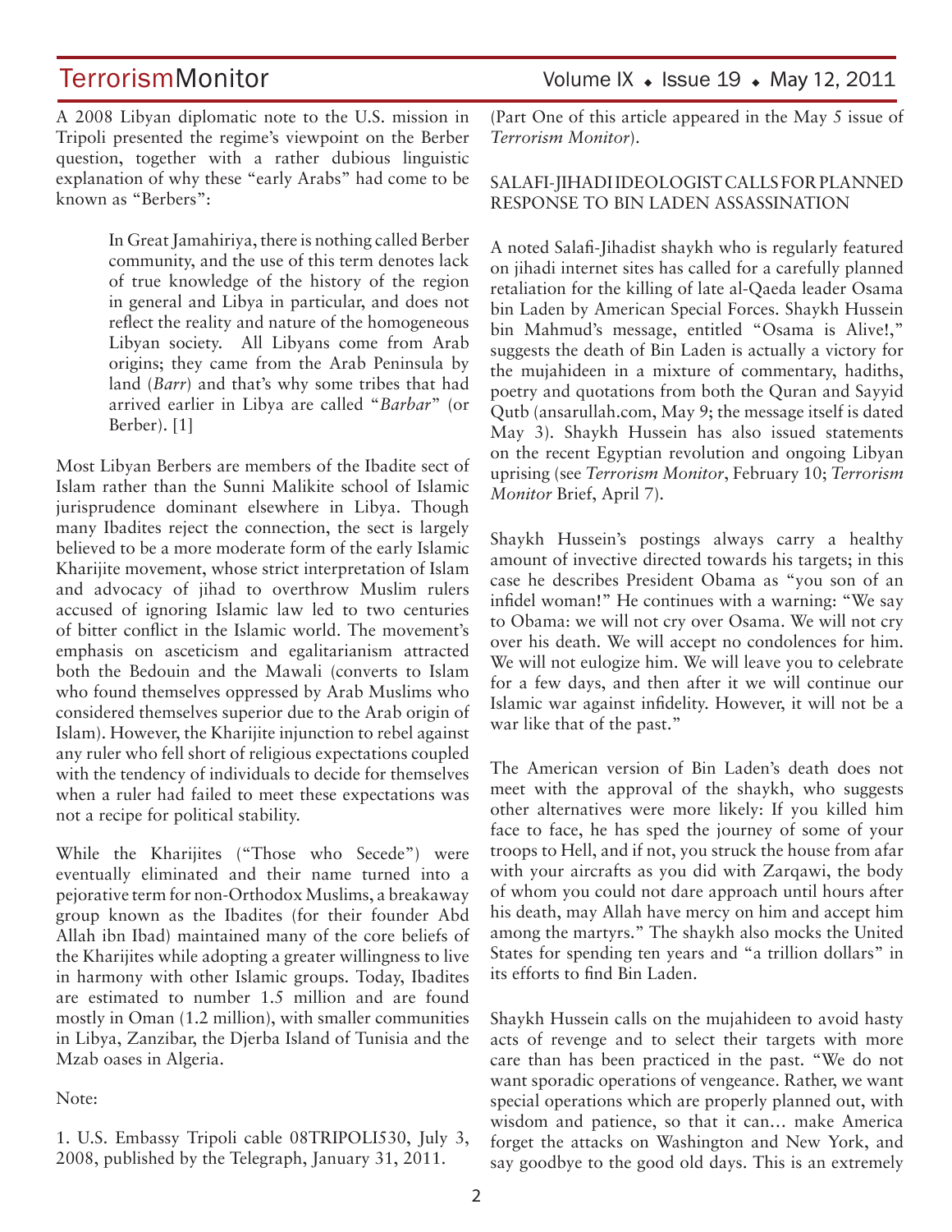A 2008 Libyan diplomatic note to the U.S. mission in Tripoli presented the regime's viewpoint on the Berber question, together with a rather dubious linguistic explanation of why these "early Arabs" had come to be known as "Berbers":

> In Great Jamahiriya, there is nothing called Berber community, and the use of this term denotes lack of true knowledge of the history of the region in general and Libya in particular, and does not reflect the reality and nature of the homogeneous Libyan society. All Libyans come from Arab origins; they came from the Arab Peninsula by land (*Barr*) and that's why some tribes that had arrived earlier in Libya are called "*Barbar*" (or Berber). [1]

Most Libyan Berbers are members of the Ibadite sect of Islam rather than the Sunni Malikite school of Islamic jurisprudence dominant elsewhere in Libya. Though many Ibadites reject the connection, the sect is largely believed to be a more moderate form of the early Islamic Kharijite movement, whose strict interpretation of Islam and advocacy of jihad to overthrow Muslim rulers accused of ignoring Islamic law led to two centuries of bitter conflict in the Islamic world. The movement's emphasis on asceticism and egalitarianism attracted both the Bedouin and the Mawali (converts to Islam who found themselves oppressed by Arab Muslims who considered themselves superior due to the Arab origin of Islam). However, the Kharijite injunction to rebel against any ruler who fell short of religious expectations coupled with the tendency of individuals to decide for themselves when a ruler had failed to meet these expectations was not a recipe for political stability.

While the Kharijites ("Those who Secede") were eventually eliminated and their name turned into a pejorative term for non-Orthodox Muslims, a breakaway group known as the Ibadites (for their founder Abd Allah ibn Ibad) maintained many of the core beliefs of the Kharijites while adopting a greater willingness to live in harmony with other Islamic groups. Today, Ibadites are estimated to number 1.5 million and are found mostly in Oman (1.2 million), with smaller communities in Libya, Zanzibar, the Djerba Island of Tunisia and the Mzab oases in Algeria.

Note:

1. U.S. Embassy Tripoli cable 08TRIPOLI530, July 3, 2008, published by the Telegraph, January 31, 2011.

(Part One of this article appeared in the May 5 issue of *Terrorism Monitor*).

## SALAFI-JIHADI IDEOLOGIST CALLS FOR PLANNED RESPONSE TO BIN LADEN ASSASSINATION

A noted Salafi-Jihadist shaykh who is regularly featured on jihadi internet sites has called for a carefully planned retaliation for the killing of late al-Qaeda leader Osama bin Laden by American Special Forces. Shaykh Hussein bin Mahmud's message, entitled "Osama is Alive!," suggests the death of Bin Laden is actually a victory for the mujahideen in a mixture of commentary, hadiths, poetry and quotations from both the Quran and Sayyid Qutb (ansarullah.com, May 9; the message itself is dated May 3). Shaykh Hussein has also issued statements on the recent Egyptian revolution and ongoing Libyan uprising (see *Terrorism Monitor*, February 10; *Terrorism Monitor* Brief, April 7).

Shaykh Hussein's postings always carry a healthy amount of invective directed towards his targets; in this case he describes President Obama as "you son of an infidel woman!" He continues with a warning: "We say to Obama: we will not cry over Osama. We will not cry over his death. We will accept no condolences for him. We will not eulogize him. We will leave you to celebrate for a few days, and then after it we will continue our Islamic war against infidelity. However, it will not be a war like that of the past."

The American version of Bin Laden's death does not meet with the approval of the shaykh, who suggests other alternatives were more likely: If you killed him face to face, he has sped the journey of some of your troops to Hell, and if not, you struck the house from afar with your aircrafts as you did with Zarqawi, the body of whom you could not dare approach until hours after his death, may Allah have mercy on him and accept him among the martyrs." The shaykh also mocks the United States for spending ten years and "a trillion dollars" in its efforts to find Bin Laden.

Shaykh Hussein calls on the mujahideen to avoid hasty acts of revenge and to select their targets with more care than has been practiced in the past. "We do not want sporadic operations of vengeance. Rather, we want special operations which are properly planned out, with wisdom and patience, so that it can… make America forget the attacks on Washington and New York, and say goodbye to the good old days. This is an extremely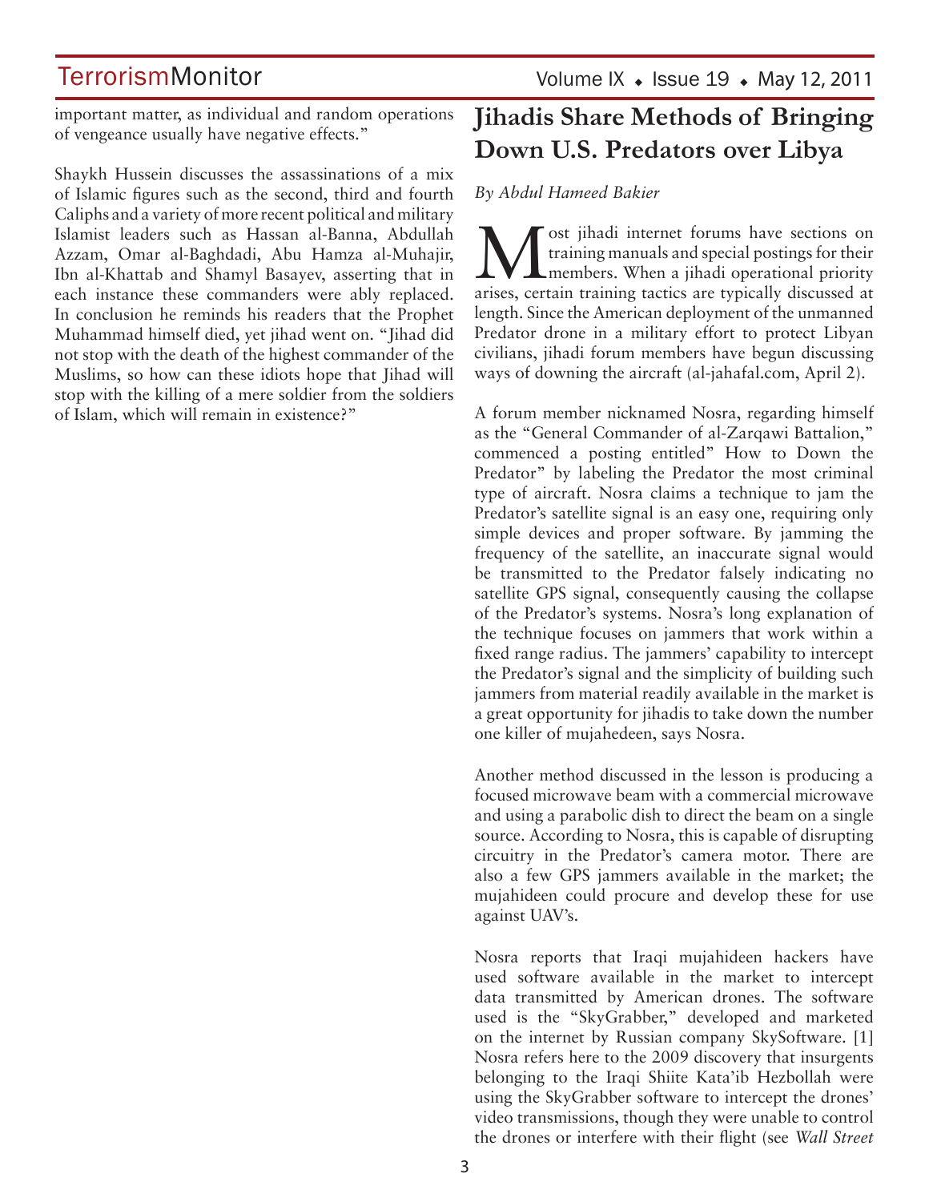important matter, as individual and random operations of vengeance usually have negative effects."

Shaykh Hussein discusses the assassinations of a mix of Islamic figures such as the second, third and fourth Caliphs and a variety of more recent political and military Islamist leaders such as Hassan al-Banna, Abdullah Azzam, Omar al-Baghdadi, Abu Hamza al-Muhajir, Ibn al-Khattab and Shamyl Basayev, asserting that in each instance these commanders were ably replaced. In conclusion he reminds his readers that the Prophet Muhammad himself died, yet jihad went on. "Jihad did not stop with the death of the highest commander of the Muslims, so how can these idiots hope that Jihad will stop with the killing of a mere soldier from the soldiers of Islam, which will remain in existence?"

## Jihadis Share Methods of Bringing Down U.S. Predators over Libya

*By Abdul Hameed Bakier*

Most jihadi internet forums have sections on training manuals and special postings for their members. When a jihadi operational priority arises, certain training tactics are typically discussed at length. Since the American deployment of the unmanned Predator drone in a military effort to protect Libyan civilians, jihadi forum members have begun discussing ways of downing the aircraft (al-jahafal.com, April 2).

A forum member nicknamed Nosra, regarding himself as the "General Commander of al-Zarqawi Battalion," commenced a posting entitled" How to Down the Predator" by labeling the Predator the most criminal type of aircraft. Nosra claims a technique to jam the Predator's satellite signal is an easy one, requiring only simple devices and proper software. By jamming the frequency of the satellite, an inaccurate signal would be transmitted to the Predator falsely indicating no satellite GPS signal, consequently causing the collapse of the Predator's systems. Nosra's long explanation of the technique focuses on jammers that work within a fixed range radius. The jammers' capability to intercept the Predator's signal and the simplicity of building such jammers from material readily available in the market is a great opportunity for jihadis to take down the number one killer of mujahedeen, says Nosra.

Another method discussed in the lesson is producing a focused microwave beam with a commercial microwave and using a parabolic dish to direct the beam on a single source. According to Nosra, this is capable of disrupting circuitry in the Predator's camera motor. There are also a few GPS jammers available in the market; the mujahideen could procure and develop these for use against UAV's.

Nosra reports that Iraqi mujahideen hackers have used software available in the market to intercept data transmitted by American drones. The software used is the "SkyGrabber," developed and marketed on the internet by Russian company SkySoftware. [1] Nosra refers here to the 2009 discovery that insurgents belonging to the Iraqi Shiite Kata'ib Hezbollah were using the SkyGrabber software to intercept the drones' video transmissions, though they were unable to control the drones or interfere with their flight (see *Wall Street*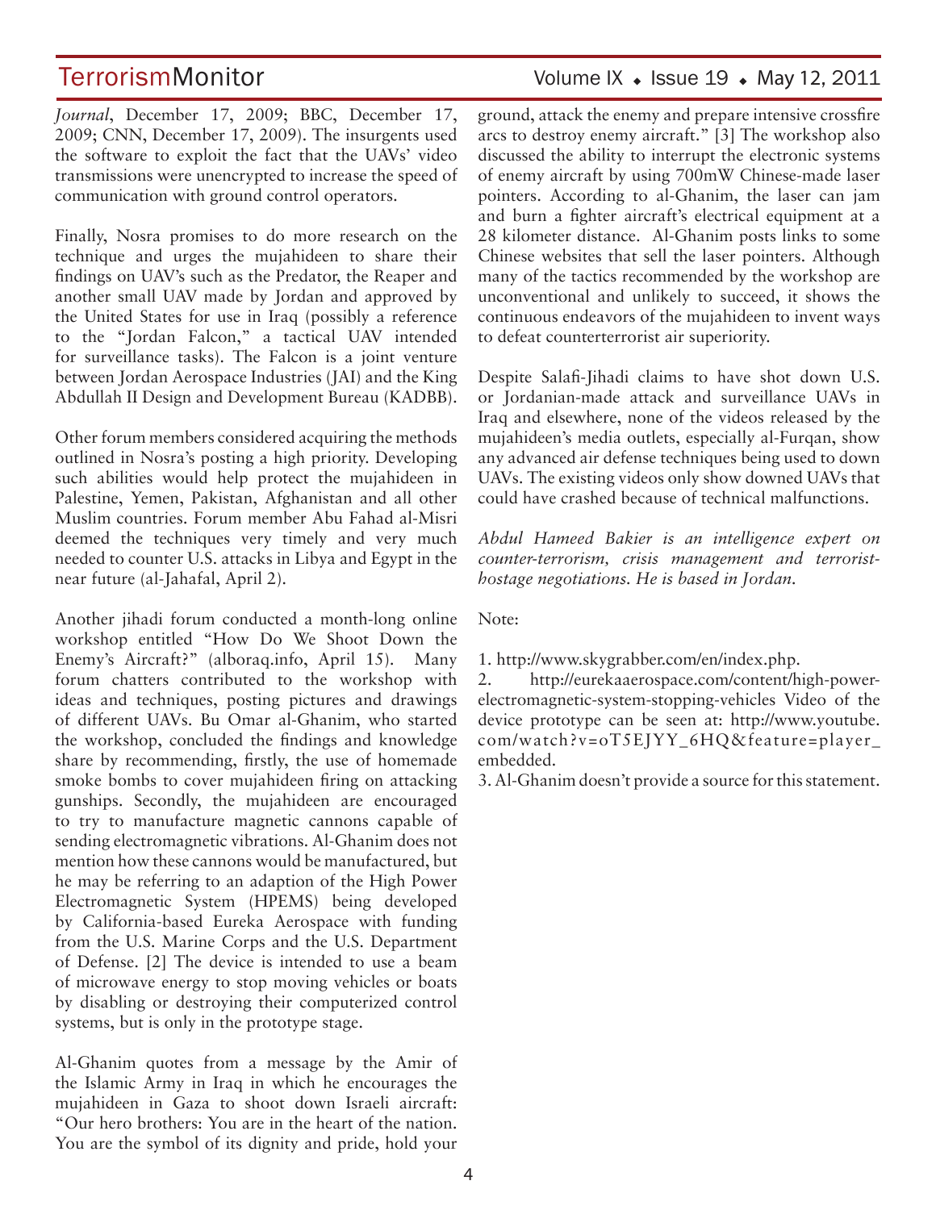*Journal*, December 17, 2009; BBC, December 17, 2009; CNN, December 17, 2009). The insurgents used the software to exploit the fact that the UAVs' video transmissions were unencrypted to increase the speed of communication with ground control operators.

Finally, Nosra promises to do more research on the technique and urges the mujahideen to share their findings on UAV's such as the Predator, the Reaper and another small UAV made by Jordan and approved by the United States for use in Iraq (possibly a reference to the "Jordan Falcon," a tactical UAV intended for surveillance tasks). The Falcon is a joint venture between Jordan Aerospace Industries (JAI) and the King Abdullah II Design and Development Bureau (KADBB).

Other forum members considered acquiring the methods outlined in Nosra's posting a high priority. Developing such abilities would help protect the mujahideen in Palestine, Yemen, Pakistan, Afghanistan and all other Muslim countries. Forum member Abu Fahad al-Misri deemed the techniques very timely and very much needed to counter U.S. attacks in Libya and Egypt in the near future (al-Jahafal, April 2).

Another jihadi forum conducted a month-long online workshop entitled "How Do We Shoot Down the Enemy's Aircraft?" (alboraq.info, April 15). Many forum chatters contributed to the workshop with ideas and techniques, posting pictures and drawings of different UAVs. Bu Omar al-Ghanim, who started the workshop, concluded the findings and knowledge share by recommending, firstly, the use of homemade smoke bombs to cover mujahideen firing on attacking gunships. Secondly, the mujahideen are encouraged to try to manufacture magnetic cannons capable of sending electromagnetic vibrations. Al-Ghanim does not mention how these cannons would be manufactured, but he may be referring to an adaption of the High Power Electromagnetic System (HPEMS) being developed by California-based Eureka Aerospace with funding from the U.S. Marine Corps and the U.S. Department of Defense. [2] The device is intended to use a beam of microwave energy to stop moving vehicles or boats by disabling or destroying their computerized control systems, but is only in the prototype stage.

Al-Ghanim quotes from a message by the Amir of the Islamic Army in Iraq in which he encourages the mujahideen in Gaza to shoot down Israeli aircraft: "Our hero brothers: You are in the heart of the nation. You are the symbol of its dignity and pride, hold your ground, attack the enemy and prepare intensive crossfire arcs to destroy enemy aircraft." [3] The workshop also discussed the ability to interrupt the electronic systems of enemy aircraft by using 700mW Chinese-made laser pointers. According to al-Ghanim, the laser can jam and burn a fighter aircraft's electrical equipment at a 28 kilometer distance. Al-Ghanim posts links to some Chinese websites that sell the laser pointers. Although many of the tactics recommended by the workshop are unconventional and unlikely to succeed, it shows the continuous endeavors of the mujahideen to invent ways to defeat counterterrorist air superiority.

Despite Salafi-Jihadi claims to have shot down U.S. or Jordanian-made attack and surveillance UAVs in Iraq and elsewhere, none of the videos released by the mujahideen's media outlets, especially al-Furqan, show any advanced air defense techniques being used to down UAVs. The existing videos only show downed UAVs that could have crashed because of technical malfunctions.

*Abdul Hameed Bakier is an intelligence expert on counter-terrorism, crisis management and terrorist-hostage negotiations. He is based in Jordan.*

Note:

1. http://www.skygrabber.com/en/index.php.
2. http://eurekaaerospace.com/content/high-power-electromagnetic-system-stopping-vehicles Video of the device prototype can be seen at: http://www.youtube.com/watch?v=oT5EJYY_6HQ&feature=player_embedded.
3. Al-Ghanim doesn't provide a source for this statement.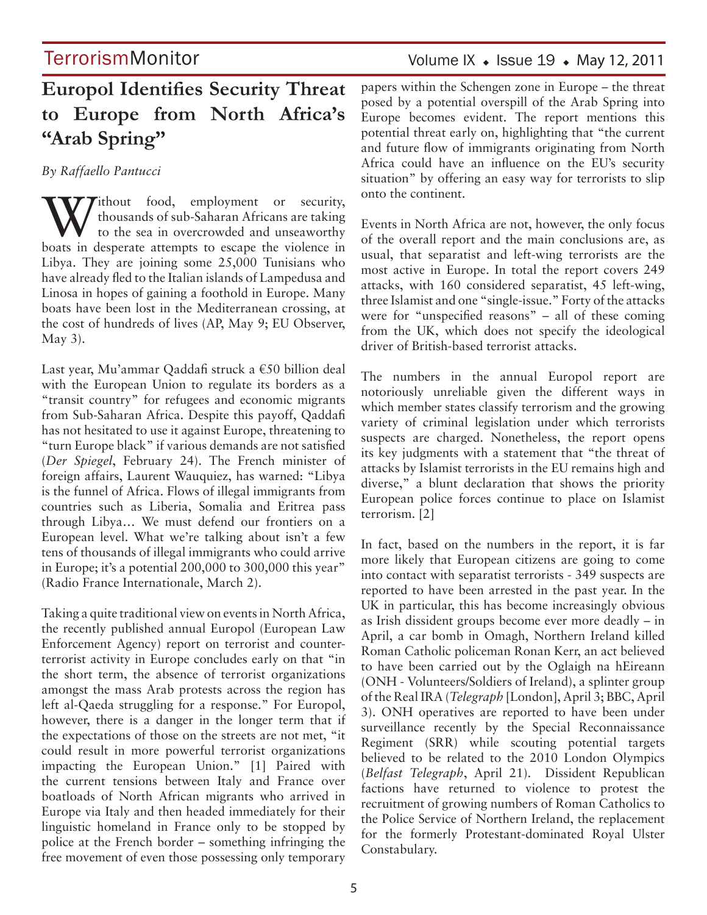# Europol Identifies Security Threat to Europe from North Africa's "Arab Spring"

*By Raffaello Pantucci*

Without food, employment or security, thousands of sub-Saharan Africans are taking to the sea in overcrowded and unseaworthy boats in desperate attempts to escape the violence in Libya. They are joining some 25,000 Tunisians who have already fled to the Italian islands of Lampedusa and Linosa in hopes of gaining a foothold in Europe. Many boats have been lost in the Mediterranean crossing, at the cost of hundreds of lives (AP, May 9; EU Observer, May 3).

Last year, Mu'ammar Qaddafi struck a €50 billion deal with the European Union to regulate its borders as a "transit country" for refugees and economic migrants from Sub-Saharan Africa. Despite this payoff, Qaddafi has not hesitated to use it against Europe, threatening to "turn Europe black" if various demands are not satisfied (*Der Spiegel*, February 24). The French minister of foreign affairs, Laurent Wauquiez, has warned: "Libya is the funnel of Africa. Flows of illegal immigrants from countries such as Liberia, Somalia and Eritrea pass through Libya… We must defend our frontiers on a European level. What we're talking about isn't a few tens of thousands of illegal immigrants who could arrive in Europe; it's a potential 200,000 to 300,000 this year" (Radio France Internationale, March 2).

Taking a quite traditional view on events in North Africa, the recently published annual Europol (European Law Enforcement Agency) report on terrorist and counter-terrorist activity in Europe concludes early on that "in the short term, the absence of terrorist organizations amongst the mass Arab protests across the region has left al-Qaeda struggling for a response." For Europol, however, there is a danger in the longer term that if the expectations of those on the streets are not met, "it could result in more powerful terrorist organizations impacting the European Union." [1] Paired with the current tensions between Italy and France over boatloads of North African migrants who arrived in Europe via Italy and then headed immediately for their linguistic homeland in France only to be stopped by police at the French border – something infringing the free movement of even those possessing only temporary papers within the Schengen zone in Europe – the threat posed by a potential overspill of the Arab Spring into Europe becomes evident. The report mentions this potential threat early on, highlighting that "the current and future flow of immigrants originating from North Africa could have an influence on the EU's security situation" by offering an easy way for terrorists to slip onto the continent.

Events in North Africa are not, however, the only focus of the overall report and the main conclusions are, as usual, that separatist and left-wing terrorists are the most active in Europe. In total the report covers 249 attacks, with 160 considered separatist, 45 left-wing, three Islamist and one "single-issue." Forty of the attacks were for "unspecified reasons" – all of these coming from the UK, which does not specify the ideological driver of British-based terrorist attacks.

The numbers in the annual Europol report are notoriously unreliable given the different ways in which member states classify terrorism and the growing variety of criminal legislation under which terrorists suspects are charged. Nonetheless, the report opens its key judgments with a statement that "the threat of attacks by Islamist terrorists in the EU remains high and diverse," a blunt declaration that shows the priority European police forces continue to place on Islamist terrorism. [2]

In fact, based on the numbers in the report, it is far more likely that European citizens are going to come into contact with separatist terrorists - 349 suspects are reported to have been arrested in the past year. In the UK in particular, this has become increasingly obvious as Irish dissident groups become ever more deadly – in April, a car bomb in Omagh, Northern Ireland killed Roman Catholic policeman Ronan Kerr, an act believed to have been carried out by the Oglaigh na hEireann (ONH - Volunteers/Soldiers of Ireland), a splinter group of the Real IRA (*Telegraph* [London], April 3; BBC, April 3). ONH operatives are reported to have been under surveillance recently by the Special Reconnaissance Regiment (SRR) while scouting potential targets believed to be related to the 2010 London Olympics (*Belfast Telegraph*, April 21). Dissident Republican factions have returned to violence to protest the recruitment of growing numbers of Roman Catholics to the Police Service of Northern Ireland, the replacement for the formerly Protestant-dominated Royal Ulster Constabulary.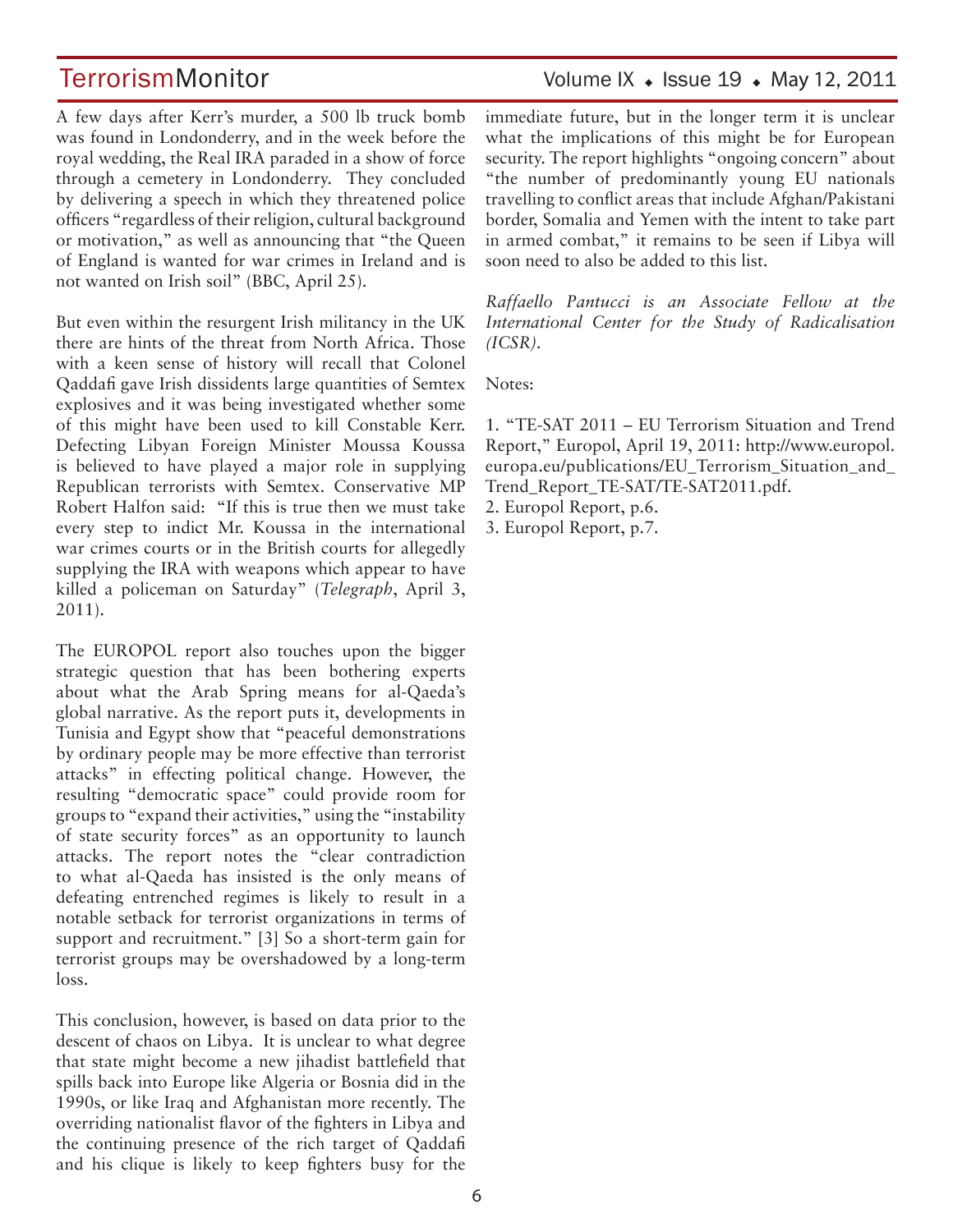A few days after Kerr's murder, a 500 lb truck bomb was found in Londonderry, and in the week before the royal wedding, the Real IRA paraded in a show of force through a cemetery in Londonderry. They concluded by delivering a speech in which they threatened police officers "regardless of their religion, cultural background or motivation," as well as announcing that "the Queen of England is wanted for war crimes in Ireland and is not wanted on Irish soil" (BBC, April 25).

But even within the resurgent Irish militancy in the UK there are hints of the threat from North Africa. Those with a keen sense of history will recall that Colonel Qaddafi gave Irish dissidents large quantities of Semtex explosives and it was being investigated whether some of this might have been used to kill Constable Kerr. Defecting Libyan Foreign Minister Moussa Koussa is believed to have played a major role in supplying Republican terrorists with Semtex. Conservative MP Robert Halfon said: "If this is true then we must take every step to indict Mr. Koussa in the international war crimes courts or in the British courts for allegedly supplying the IRA with weapons which appear to have killed a policeman on Saturday" (*Telegraph*, April 3, 2011).

The EUROPOL report also touches upon the bigger strategic question that has been bothering experts about what the Arab Spring means for al-Qaeda's global narrative. As the report puts it, developments in Tunisia and Egypt show that "peaceful demonstrations by ordinary people may be more effective than terrorist attacks" in effecting political change. However, the resulting "democratic space" could provide room for groups to "expand their activities," using the "instability of state security forces" as an opportunity to launch attacks. The report notes the "clear contradiction to what al-Qaeda has insisted is the only means of defeating entrenched regimes is likely to result in a notable setback for terrorist organizations in terms of support and recruitment." [3] So a short-term gain for terrorist groups may be overshadowed by a long-term loss.

This conclusion, however, is based on data prior to the descent of chaos on Libya. It is unclear to what degree that state might become a new jihadist battlefield that spills back into Europe like Algeria or Bosnia did in the 1990s, or like Iraq and Afghanistan more recently. The overriding nationalist flavor of the fighters in Libya and the continuing presence of the rich target of Qaddafi and his clique is likely to keep fighters busy for the immediate future, but in the longer term it is unclear what the implications of this might be for European security. The report highlights "ongoing concern" about "the number of predominantly young EU nationals travelling to conflict areas that include Afghan/Pakistani border, Somalia and Yemen with the intent to take part in armed combat," it remains to be seen if Libya will soon need to also be added to this list.

*Raffaello Pantucci is an Associate Fellow at the International Center for the Study of Radicalisation (ICSR).*

Notes:

1. "TE-SAT 2011 – EU Terrorism Situation and Trend Report," Europol, April 19, 2011: http://www.europol.europa.eu/publications/EU_Terrorism_Situation_and_Trend_Report_TE-SAT/TE-SAT2011.pdf.
2. Europol Report, p.6.
3. Europol Report, p.7.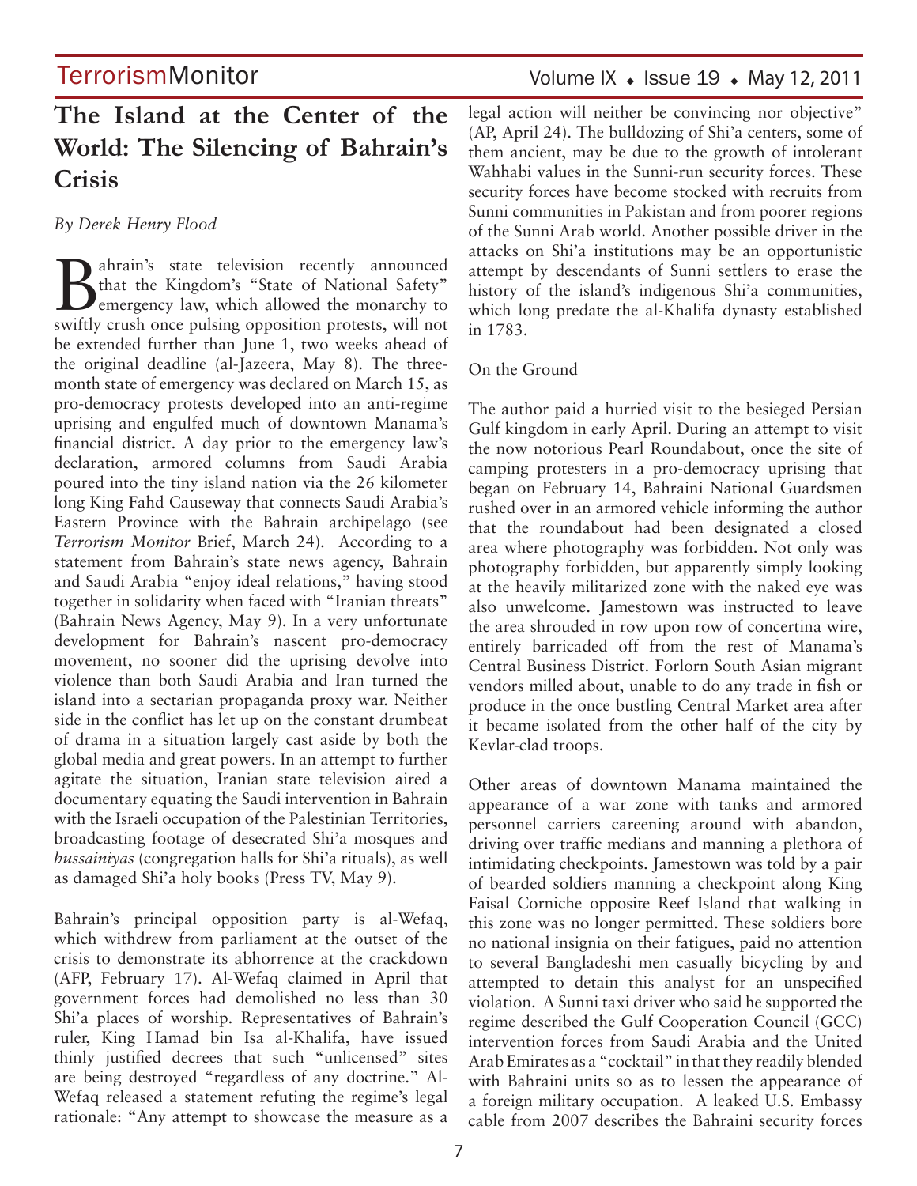# The Island at the Center of the World: The Silencing of Bahrain's Crisis

*By Derek Henry Flood*

Bahrain's state television recently announced that the Kingdom's "State of National Safety" emergency law, which allowed the monarchy to swiftly crush once pulsing opposition protests, will not be extended further than June 1, two weeks ahead of the original deadline (al-Jazeera, May 8). The three-month state of emergency was declared on March 15, as pro-democracy protests developed into an anti-regime uprising and engulfed much of downtown Manama's financial district. A day prior to the emergency law's declaration, armored columns from Saudi Arabia poured into the tiny island nation via the 26 kilometer long King Fahd Causeway that connects Saudi Arabia's Eastern Province with the Bahrain archipelago (see *Terrorism Monitor* Brief, March 24). According to a statement from Bahrain's state news agency, Bahrain and Saudi Arabia "enjoy ideal relations," having stood together in solidarity when faced with "Iranian threats" (Bahrain News Agency, May 9). In a very unfortunate development for Bahrain's nascent pro-democracy movement, no sooner did the uprising devolve into violence than both Saudi Arabia and Iran turned the island into a sectarian propaganda proxy war. Neither side in the conflict has let up on the constant drumbeat of drama in a situation largely cast aside by both the global media and great powers. In an attempt to further agitate the situation, Iranian state television aired a documentary equating the Saudi intervention in Bahrain with the Israeli occupation of the Palestinian Territories, broadcasting footage of desecrated Shi'a mosques and *hussainiyas* (congregation halls for Shi'a rituals), as well as damaged Shi'a holy books (Press TV, May 9).

Bahrain's principal opposition party is al-Wefaq, which withdrew from parliament at the outset of the crisis to demonstrate its abhorrence at the crackdown (AFP, February 17). Al-Wefaq claimed in April that government forces had demolished no less than 30 Shi'a places of worship. Representatives of Bahrain's ruler, King Hamad bin Isa al-Khalifa, have issued thinly justified decrees that such "unlicensed" sites are being destroyed "regardless of any doctrine." Al-Wefaq released a statement refuting the regime's legal rationale: "Any attempt to showcase the measure as a legal action will neither be convincing nor objective" (AP, April 24). The bulldozing of Shi'a centers, some of them ancient, may be due to the growth of intolerant Wahhabi values in the Sunni-run security forces. These security forces have become stocked with recruits from Sunni communities in Pakistan and from poorer regions of the Sunni Arab world. Another possible driver in the attacks on Shi'a institutions may be an opportunistic attempt by descendants of Sunni settlers to erase the history of the island's indigenous Shi'a communities, which long predate the al-Khalifa dynasty established in 1783.

On the Ground

The author paid a hurried visit to the besieged Persian Gulf kingdom in early April. During an attempt to visit the now notorious Pearl Roundabout, once the site of camping protesters in a pro-democracy uprising that began on February 14, Bahraini National Guardsmen rushed over in an armored vehicle informing the author that the roundabout had been designated a closed area where photography was forbidden. Not only was photography forbidden, but apparently simply looking at the heavily militarized zone with the naked eye was also unwelcome. Jamestown was instructed to leave the area shrouded in row upon row of concertina wire, entirely barricaded off from the rest of Manama's Central Business District. Forlorn South Asian migrant vendors milled about, unable to do any trade in fish or produce in the once bustling Central Market area after it became isolated from the other half of the city by Kevlar-clad troops.

Other areas of downtown Manama maintained the appearance of a war zone with tanks and armored personnel carriers careening around with abandon, driving over traffic medians and manning a plethora of intimidating checkpoints. Jamestown was told by a pair of bearded soldiers manning a checkpoint along King Faisal Corniche opposite Reef Island that walking in this zone was no longer permitted. These soldiers bore no national insignia on their fatigues, paid no attention to several Bangladeshi men casually bicycling by and attempted to detain this analyst for an unspecified violation. A Sunni taxi driver who said he supported the regime described the Gulf Cooperation Council (GCC) intervention forces from Saudi Arabia and the United Arab Emirates as a "cocktail" in that they readily blended with Bahraini units so as to lessen the appearance of a foreign military occupation. A leaked U.S. Embassy cable from 2007 describes the Bahraini security forces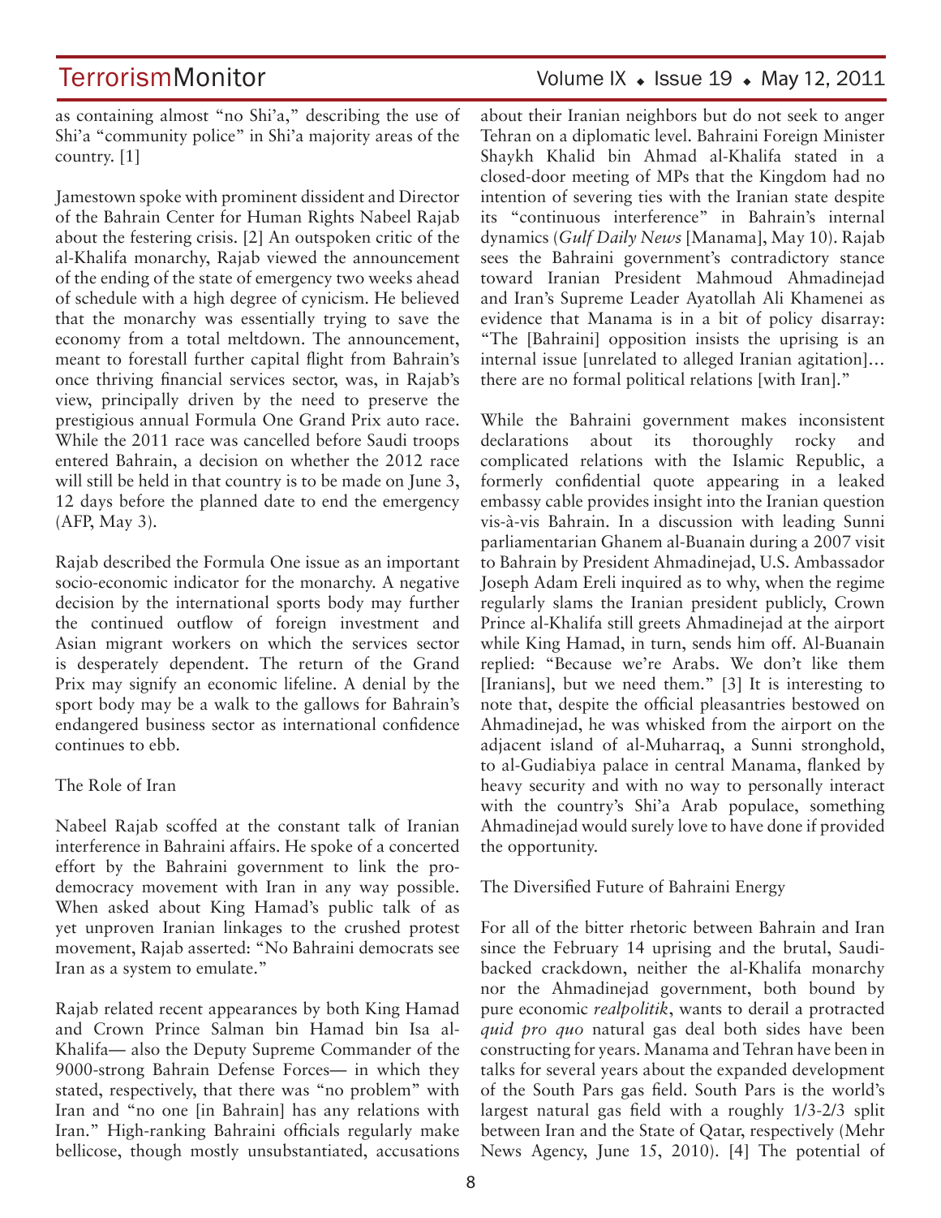as containing almost "no Shi'a," describing the use of Shi'a "community police" in Shi'a majority areas of the country. [1]

Jamestown spoke with prominent dissident and Director of the Bahrain Center for Human Rights Nabeel Rajab about the festering crisis. [2] An outspoken critic of the al-Khalifa monarchy, Rajab viewed the announcement of the ending of the state of emergency two weeks ahead of schedule with a high degree of cynicism. He believed that the monarchy was essentially trying to save the economy from a total meltdown. The announcement, meant to forestall further capital flight from Bahrain's once thriving financial services sector, was, in Rajab's view, principally driven by the need to preserve the prestigious annual Formula One Grand Prix auto race. While the 2011 race was cancelled before Saudi troops entered Bahrain, a decision on whether the 2012 race will still be held in that country is to be made on June 3, 12 days before the planned date to end the emergency (AFP, May 3).

Rajab described the Formula One issue as an important socio-economic indicator for the monarchy. A negative decision by the international sports body may further the continued outflow of foreign investment and Asian migrant workers on which the services sector is desperately dependent. The return of the Grand Prix may signify an economic lifeline. A denial by the sport body may be a walk to the gallows for Bahrain's endangered business sector as international confidence continues to ebb.

## The Role of Iran

Nabeel Rajab scoffed at the constant talk of Iranian interference in Bahraini affairs. He spoke of a concerted effort by the Bahraini government to link the pro-democracy movement with Iran in any way possible. When asked about King Hamad's public talk of as yet unproven Iranian linkages to the crushed protest movement, Rajab asserted: "No Bahraini democrats see Iran as a system to emulate."

Rajab related recent appearances by both King Hamad and Crown Prince Salman bin Hamad bin Isa al-Khalifa— also the Deputy Supreme Commander of the 9000-strong Bahrain Defense Forces— in which they stated, respectively, that there was "no problem" with Iran and "no one [in Bahrain] has any relations with Iran." High-ranking Bahraini officials regularly make bellicose, though mostly unsubstantiated, accusations about their Iranian neighbors but do not seek to anger Tehran on a diplomatic level. Bahraini Foreign Minister Shaykh Khalid bin Ahmad al-Khalifa stated in a closed-door meeting of MPs that the Kingdom had no intention of severing ties with the Iranian state despite its "continuous interference" in Bahrain's internal dynamics (*Gulf Daily News* [Manama], May 10). Rajab sees the Bahraini government's contradictory stance toward Iranian President Mahmoud Ahmadinejad and Iran's Supreme Leader Ayatollah Ali Khamenei as evidence that Manama is in a bit of policy disarray: "The [Bahraini] opposition insists the uprising is an internal issue [unrelated to alleged Iranian agitation]… there are no formal political relations [with Iran]."

While the Bahraini government makes inconsistent declarations about its thoroughly rocky and complicated relations with the Islamic Republic, a formerly confidential quote appearing in a leaked embassy cable provides insight into the Iranian question vis-à-vis Bahrain. In a discussion with leading Sunni parliamentarian Ghanem al-Buanain during a 2007 visit to Bahrain by President Ahmadinejad, U.S. Ambassador Joseph Adam Ereli inquired as to why, when the regime regularly slams the Iranian president publicly, Crown Prince al-Khalifa still greets Ahmadinejad at the airport while King Hamad, in turn, sends him off. Al-Buanain replied: "Because we're Arabs. We don't like them [Iranians], but we need them." [3] It is interesting to note that, despite the official pleasantries bestowed on Ahmadinejad, he was whisked from the airport on the adjacent island of al-Muharraq, a Sunni stronghold, to al-Gudiabiya palace in central Manama, flanked by heavy security and with no way to personally interact with the country's Shi'a Arab populace, something Ahmadinejad would surely love to have done if provided the opportunity.

## The Diversified Future of Bahraini Energy

For all of the bitter rhetoric between Bahrain and Iran since the February 14 uprising and the brutal, Saudi-backed crackdown, neither the al-Khalifa monarchy nor the Ahmadinejad government, both bound by pure economic *realpolitik*, wants to derail a protracted *quid pro quo* natural gas deal both sides have been constructing for years. Manama and Tehran have been in talks for several years about the expanded development of the South Pars gas field. South Pars is the world's largest natural gas field with a roughly 1/3-2/3 split between Iran and the State of Qatar, respectively (Mehr News Agency, June 15, 2010). [4] The potential of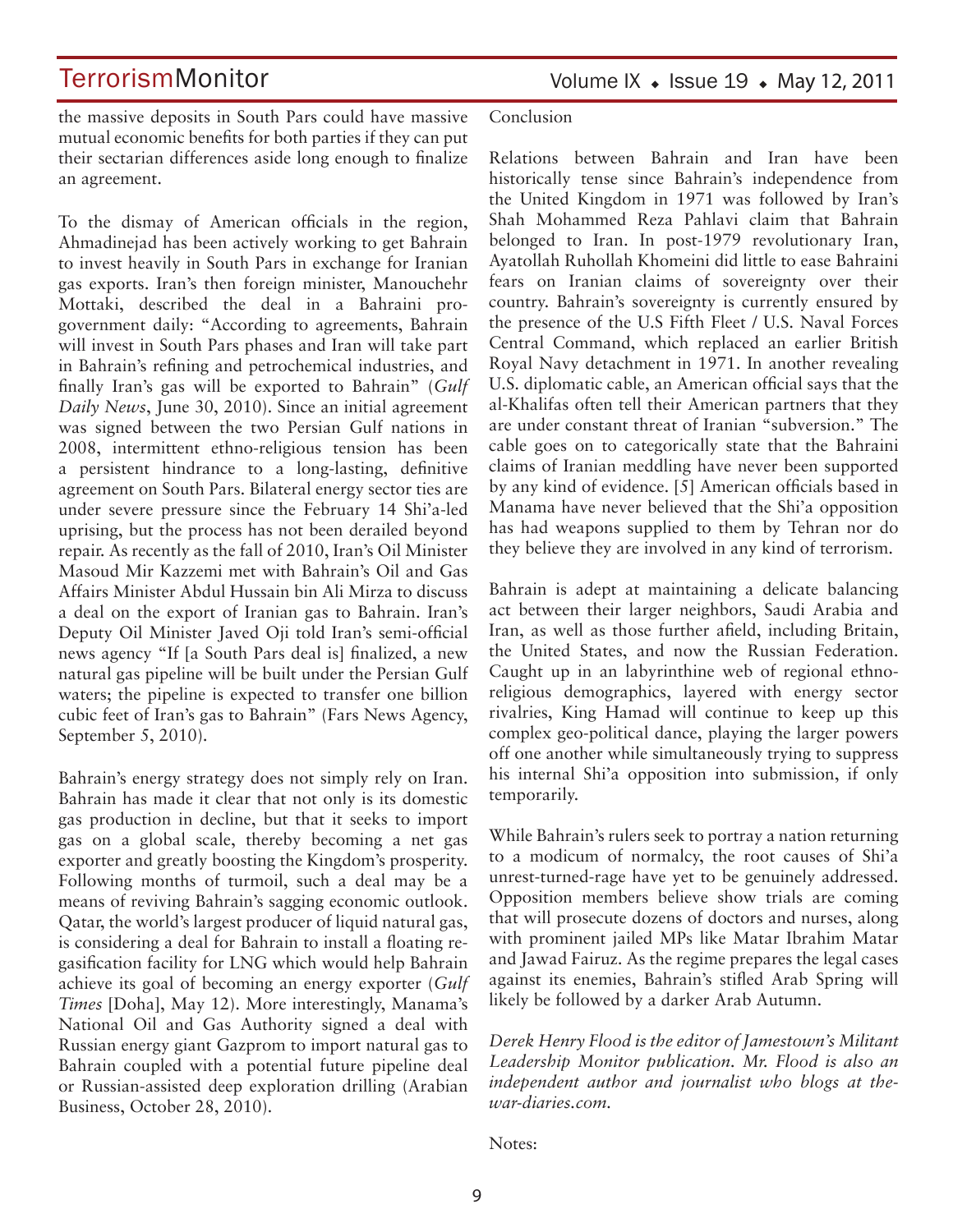the massive deposits in South Pars could have massive mutual economic benefits for both parties if they can put their sectarian differences aside long enough to finalize an agreement.

To the dismay of American officials in the region, Ahmadinejad has been actively working to get Bahrain to invest heavily in South Pars in exchange for Iranian gas exports. Iran's then foreign minister, Manouchehr Mottaki, described the deal in a Bahraini pro-government daily: "According to agreements, Bahrain will invest in South Pars phases and Iran will take part in Bahrain's refining and petrochemical industries, and finally Iran's gas will be exported to Bahrain" (*Gulf Daily News*, June 30, 2010). Since an initial agreement was signed between the two Persian Gulf nations in 2008, intermittent ethno-religious tension has been a persistent hindrance to a long-lasting, definitive agreement on South Pars. Bilateral energy sector ties are under severe pressure since the February 14 Shi'a-led uprising, but the process has not been derailed beyond repair. As recently as the fall of 2010, Iran's Oil Minister Masoud Mir Kazzemi met with Bahrain's Oil and Gas Affairs Minister Abdul Hussain bin Ali Mirza to discuss a deal on the export of Iranian gas to Bahrain. Iran's Deputy Oil Minister Javed Oji told Iran's semi-official news agency "If [a South Pars deal is] finalized, a new natural gas pipeline will be built under the Persian Gulf waters; the pipeline is expected to transfer one billion cubic feet of Iran's gas to Bahrain" (Fars News Agency, September 5, 2010).

Bahrain's energy strategy does not simply rely on Iran. Bahrain has made it clear that not only is its domestic gas production in decline, but that it seeks to import gas on a global scale, thereby becoming a net gas exporter and greatly boosting the Kingdom's prosperity. Following months of turmoil, such a deal may be a means of reviving Bahrain's sagging economic outlook. Qatar, the world's largest producer of liquid natural gas, is considering a deal for Bahrain to install a floating re-gasification facility for LNG which would help Bahrain achieve its goal of becoming an energy exporter (*Gulf Times* [Doha], May 12). More interestingly, Manama's National Oil and Gas Authority signed a deal with Russian energy giant Gazprom to import natural gas to Bahrain coupled with a potential future pipeline deal or Russian-assisted deep exploration drilling (Arabian Business, October 28, 2010).

## Conclusion

Relations between Bahrain and Iran have been historically tense since Bahrain's independence from the United Kingdom in 1971 was followed by Iran's Shah Mohammed Reza Pahlavi claim that Bahrain belonged to Iran. In post-1979 revolutionary Iran, Ayatollah Ruhollah Khomeini did little to ease Bahraini fears on Iranian claims of sovereignty over their country. Bahrain's sovereignty is currently ensured by the presence of the U.S Fifth Fleet / U.S. Naval Forces Central Command, which replaced an earlier British Royal Navy detachment in 1971. In another revealing U.S. diplomatic cable, an American official says that the al-Khalifas often tell their American partners that they are under constant threat of Iranian "subversion." The cable goes on to categorically state that the Bahraini claims of Iranian meddling have never been supported by any kind of evidence. [5] American officials based in Manama have never believed that the Shi'a opposition has had weapons supplied to them by Tehran nor do they believe they are involved in any kind of terrorism.

Bahrain is adept at maintaining a delicate balancing act between their larger neighbors, Saudi Arabia and Iran, as well as those further afield, including Britain, the United States, and now the Russian Federation. Caught up in an labyrinthine web of regional ethno-religious demographics, layered with energy sector rivalries, King Hamad will continue to keep up this complex geo-political dance, playing the larger powers off one another while simultaneously trying to suppress his internal Shi'a opposition into submission, if only temporarily.

While Bahrain's rulers seek to portray a nation returning to a modicum of normalcy, the root causes of Shi'a unrest-turned-rage have yet to be genuinely addressed. Opposition members believe show trials are coming that will prosecute dozens of doctors and nurses, along with prominent jailed MPs like Matar Ibrahim Matar and Jawad Fairuz. As the regime prepares the legal cases against its enemies, Bahrain's stifled Arab Spring will likely be followed by a darker Arab Autumn.

*Derek Henry Flood is the editor of Jamestown's Militant Leadership Monitor publication. Mr. Flood is also an independent author and journalist who blogs at the-war-diaries.com.*

Notes: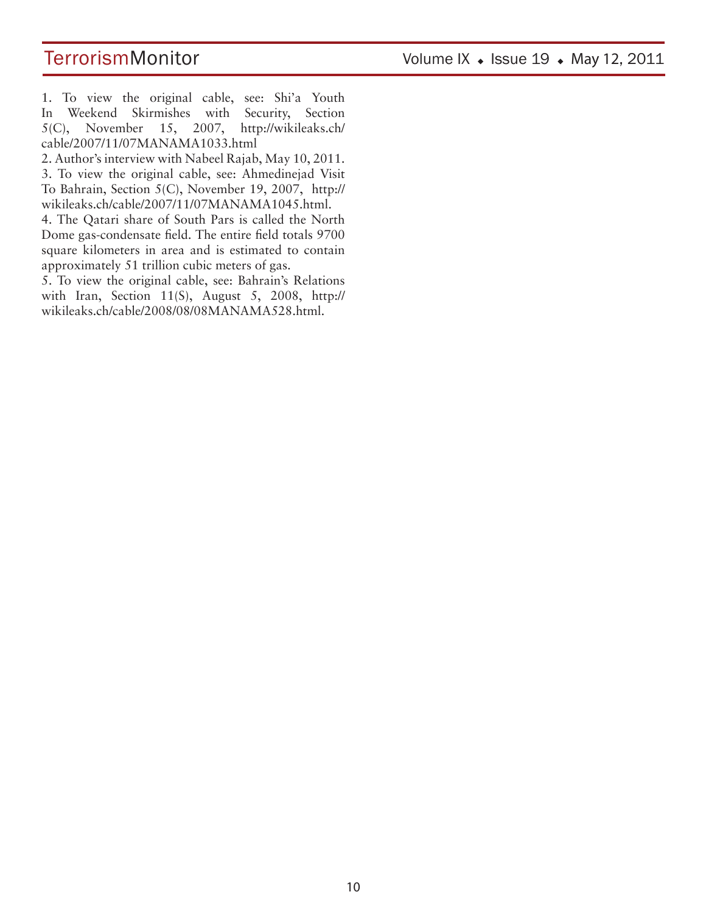1. To view the original cable, see: Shi'a Youth In Weekend Skirmishes with Security, Section 5(C), November 15, 2007, http://wikileaks.ch/cable/2007/11/07MANAMA1033.html
2. Author's interview with Nabeel Rajab, May 10, 2011.
3. To view the original cable, see: Ahmedinejad Visit To Bahrain, Section 5(C), November 19, 2007, http://wikileaks.ch/cable/2007/11/07MANAMA1045.html.
4. The Qatari share of South Pars is called the North Dome gas-condensate field. The entire field totals 9700 square kilometers in area and is estimated to contain approximately 51 trillion cubic meters of gas.
5. To view the original cable, see: Bahrain's Relations with Iran, Section 11(S), August 5, 2008, http://wikileaks.ch/cable/2008/08/08MANAMA528.html.